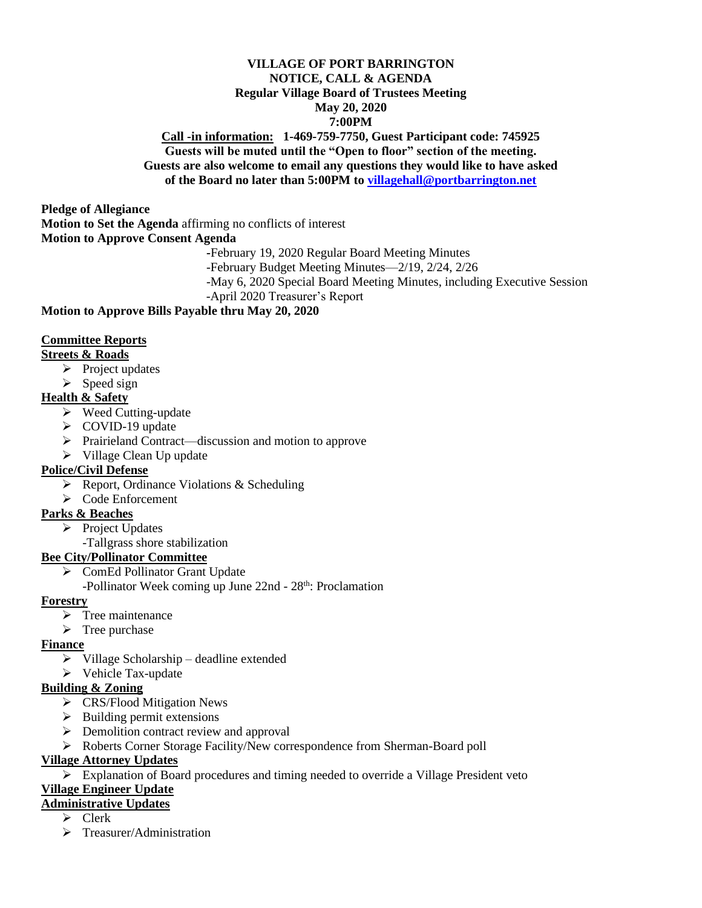# VILLAGE OF PORT BARRINGTON
## NOTICE, CALL & AGENDA
### Regular Village Board of Trustees Meeting
### May 20, 2020
### 7:00PM

**Call -in information: 1-469-759-7750, Guest Participant code: 745925**
**Guests will be muted until the "Open to floor" section of the meeting.**
**Guests are also welcome to email any questions they would like to have asked of the Board no later than 5:00PM to villagehall@portbarrington.net**

**Pledge of Allegiance**

**Motion to Set the Agenda** affirming no conflicts of interest

**Motion to Approve Consent Agenda**

-February 19, 2020 Regular Board Meeting Minutes
-February Budget Meeting Minutes—2/19, 2/24, 2/26
-May 6, 2020 Special Board Meeting Minutes, including Executive Session
-April 2020 Treasurer's Report

**Motion to Approve Bills Payable thru May 20, 2020**

**Committee Reports**

**Streets & Roads**

- Project updates
- Speed sign

**Health & Safety**

- Weed Cutting-update
- COVID-19 update
- Prairieland Contract—discussion and motion to approve
- Village Clean Up update

**Police/Civil Defense**

- Report, Ordinance Violations & Scheduling
- Code Enforcement

**Parks & Beaches**

- Project Updates
  -Tallgrass shore stabilization

**Bee City/Pollinator Committee**

- ComEd Pollinator Grant Update
  -Pollinator Week coming up June 22nd - 28th: Proclamation

**Forestry**

- Tree maintenance
- Tree purchase

**Finance**

- Village Scholarship – deadline extended
- Vehicle Tax-update

**Building & Zoning**

- CRS/Flood Mitigation News
- Building permit extensions
- Demolition contract review and approval
- Roberts Corner Storage Facility/New correspondence from Sherman-Board poll

**Village Attorney Updates**

- Explanation of Board procedures and timing needed to override a Village President veto

**Village Engineer Update**

**Administrative Updates**

- Clerk
- Treasurer/Administration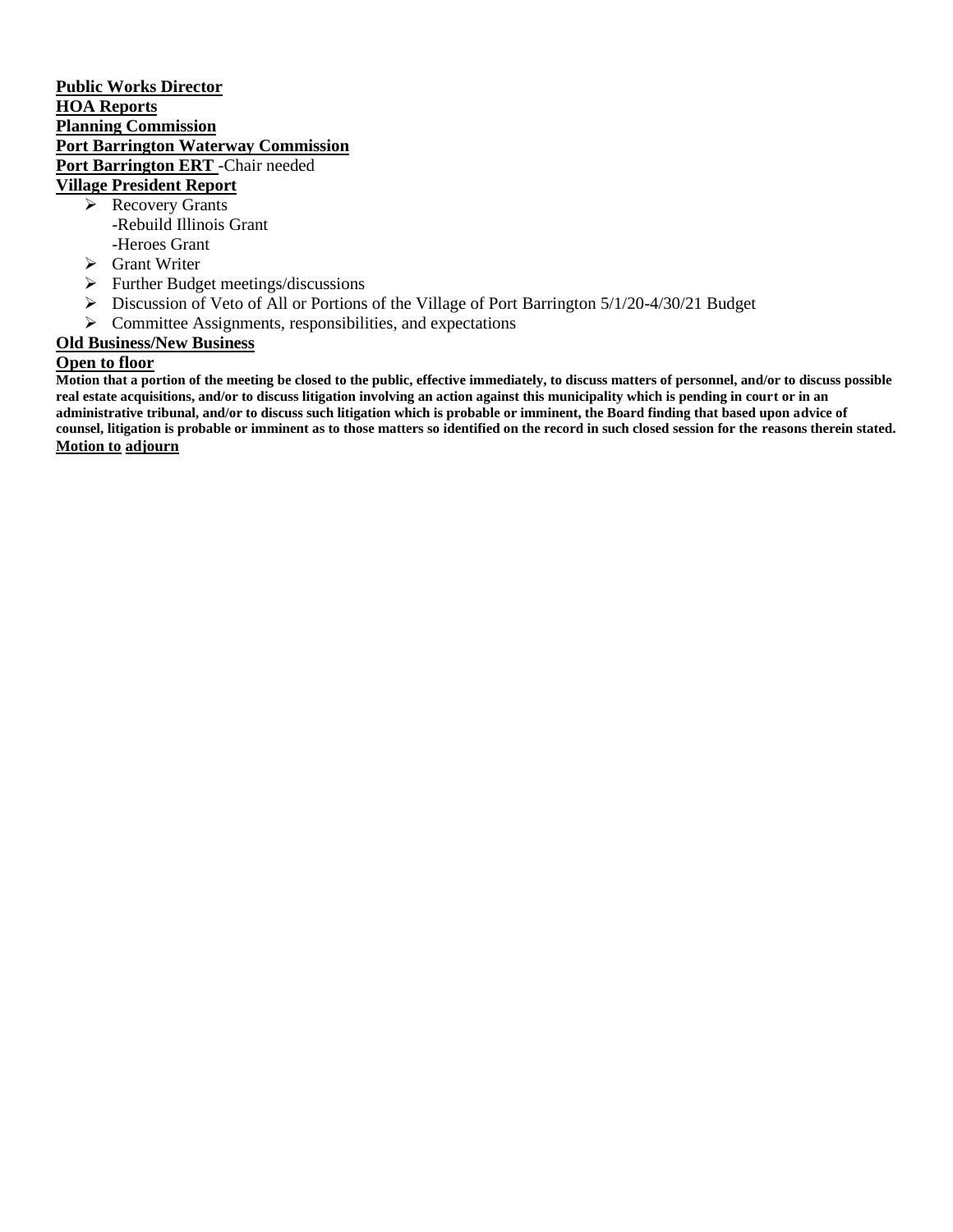**Public Works Director**

**HOA Reports**

**Planning Commission**

**Port Barrington Waterway Commission**

**Port Barrington ERT** -Chair needed

**Village President Report**

- Recovery Grants
  - -Rebuild Illinois Grant
  - -Heroes Grant
- Grant Writer
- Further Budget meetings/discussions
- Discussion of Veto of All or Portions of the Village of Port Barrington 5/1/20-4/30/21 Budget
- Committee Assignments, responsibilities, and expectations

**Old Business/New Business**

**Open to floor**

**Motion that a portion of the meeting be closed to the public, effective immediately, to discuss matters of personnel, and/or to discuss possible real estate acquisitions, and/or to discuss litigation involving an action against this municipality which is pending in court or in an administrative tribunal, and/or to discuss such litigation which is probable or imminent, the Board finding that based upon advice of counsel, litigation is probable or imminent as to those matters so identified on the record in such closed session for the reasons therein stated.**

**Motion to adjourn**